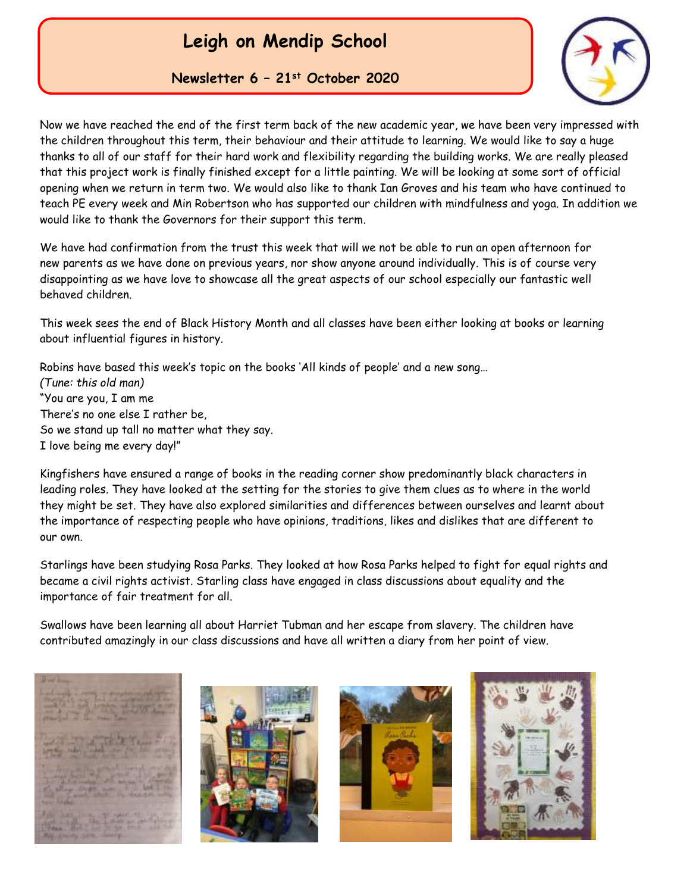# Leigh on Mendip School

## Newsletter 6 – 21st October 2020

Now we have reached the end of the first term back of the new academic year, we have been very impressed with the children throughout this term, their behaviour and their attitude to learning. We would like to say a huge thanks to all of our staff for their hard work and flexibility regarding the building works. We are really pleased that this project work is finally finished except for a little painting. We will be looking at some sort of official opening when we return in term two. We would also like to thank Ian Groves and his team who have continued to teach PE every week and Min Robertson who has supported our children with mindfulness and yoga. In addition we would like to thank the Governors for their support this term.

We have had confirmation from the trust this week that will we not be able to run an open afternoon for new parents as we have done on previous years, nor show anyone around individually. This is of course very disappointing as we have love to showcase all the great aspects of our school especially our fantastic well behaved children.

This week sees the end of Black History Month and all classes have been either looking at books or learning about influential figures in history.

Robins have based this week's topic on the books 'All kinds of people' and a new song…
*(Tune: this old man)*
"You are you, I am me
There's no one else I rather be,
So we stand up tall no matter what they say.
I love being me every day!"

Kingfishers have ensured a range of books in the reading corner show predominantly black characters in leading roles. They have looked at the setting for the stories to give them clues as to where in the world they might be set. They have also explored similarities and differences between ourselves and learnt about the importance of respecting people who have opinions, traditions, likes and dislikes that are different to our own.

Starlings have been studying Rosa Parks. They looked at how Rosa Parks helped to fight for equal rights and became a civil rights activist. Starling class have engaged in class discussions about equality and the importance of fair treatment for all.

Swallows have been learning all about Harriet Tubman and her escape from slavery. The children have contributed amazingly in our class discussions and have all written a diary from her point of view.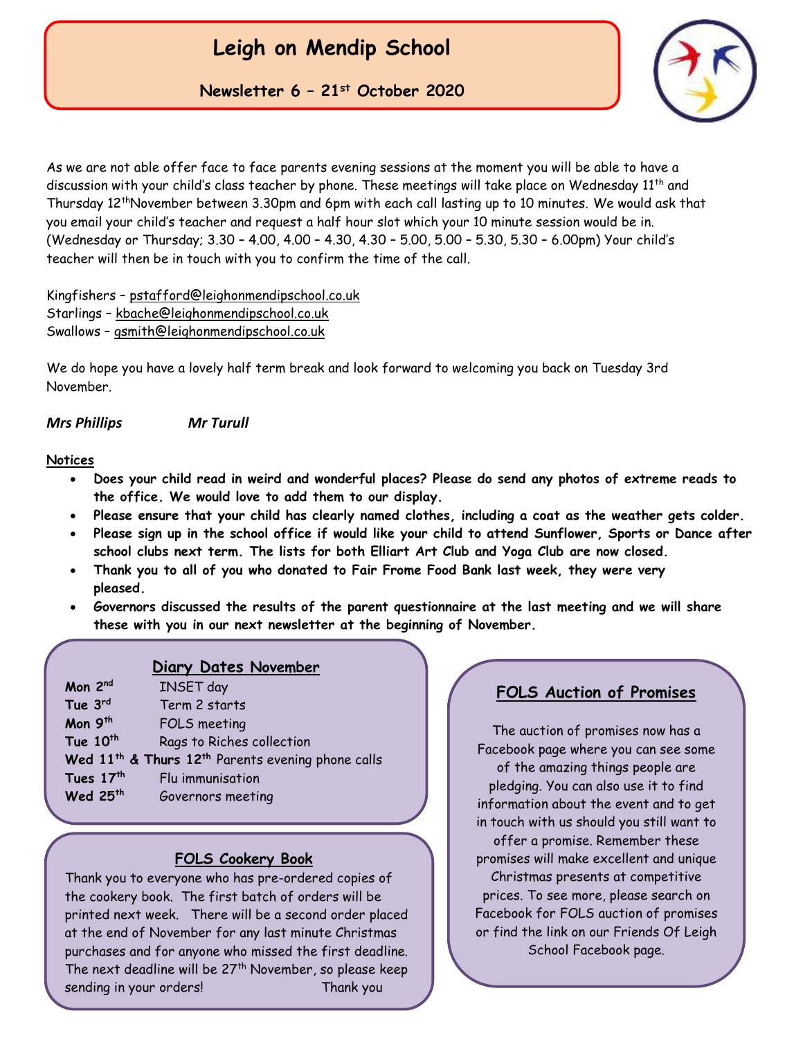# Leigh on Mendip School

## Newsletter 6 – 21st October 2020

As we are not able offer face to face parents evening sessions at the moment you will be able to have a discussion with your child's class teacher by phone. These meetings will take place on Wednesday 11th and Thursday 12thNovember between 3.30pm and 6pm with each call lasting up to 10 minutes. We would ask that you email your child's teacher and request a half hour slot which your 10 minute session would be in. (Wednesday or Thursday; 3.30 – 4.00, 4.00 – 4.30, 4.30 – 5.00, 5.00 – 5.30, 5.30 – 6.00pm) Your child's teacher will then be in touch with you to confirm the time of the call.

Kingfishers – pstafford@leighonmendipschool.co.uk
Starlings – kbache@leighonmendipschool.co.uk
Swallows – gsmith@leighonmendipschool.co.uk

We do hope you have a lovely half term break and look forward to welcoming you back on Tuesday 3rd November.

***Mrs Phillips*** ***Mr Turull***

**Notices**

- **Does your child read in weird and wonderful places? Please do send any photos of extreme reads to the office. We would love to add them to our display.**
- **Please ensure that your child has clearly named clothes, including a coat as the weather gets colder.**
- **Please sign up in the school office if would like your child to attend Sunflower, Sports or Dance after school clubs next term. The lists for both Elliart Art Club and Yoga Club are now closed.**
- **Thank you to all of you who donated to Fair Frome Food Bank last week, they were very pleased.**
- **Governors discussed the results of the parent questionnaire at the last meeting and we will share these with you in our next newsletter at the beginning of November.**

### Diary Dates November

**Mon 2nd** INSET day
**Tue 3rd** Term 2 starts
**Mon 9th** FOLS meeting
**Tue 10th** Rags to Riches collection
**Wed 11th & Thurs 12th** Parents evening phone calls
**Tues 17th** Flu immunisation
**Wed 25th** Governors meeting

### FOLS Cookery Book

Thank you to everyone who has pre-ordered copies of the cookery book. The first batch of orders will be printed next week. There will be a second order placed at the end of November for any last minute Christmas purchases and for anyone who missed the first deadline. The next deadline will be 27th November, so please keep sending in your orders! Thank you

### FOLS Auction of Promises

The auction of promises now has a Facebook page where you can see some of the amazing things people are pledging. You can also use it to find information about the event and to get in touch with us should you still want to offer a promise. Remember these promises will make excellent and unique Christmas presents at competitive prices. To see more, please search on Facebook for FOLS auction of promises or find the link on our Friends Of Leigh School Facebook page.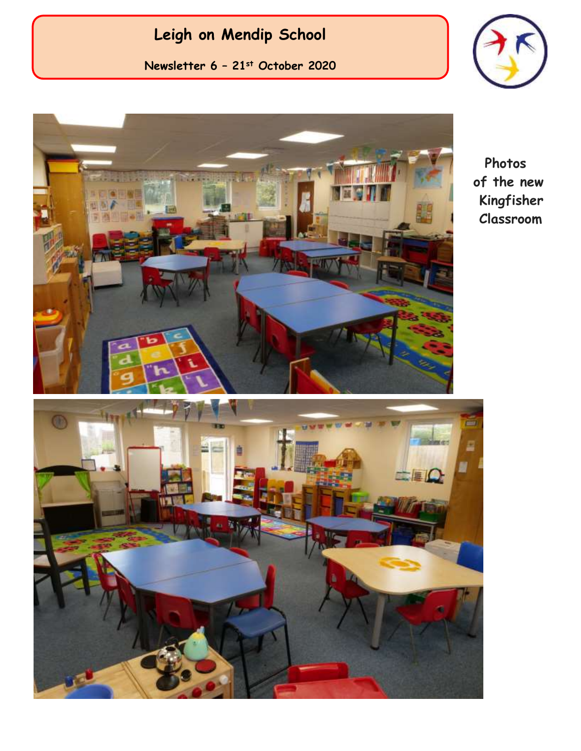# Leigh on Mendip School

**Newsletter 6 – 21st October 2020**

Photos of the new Kingfisher Classroom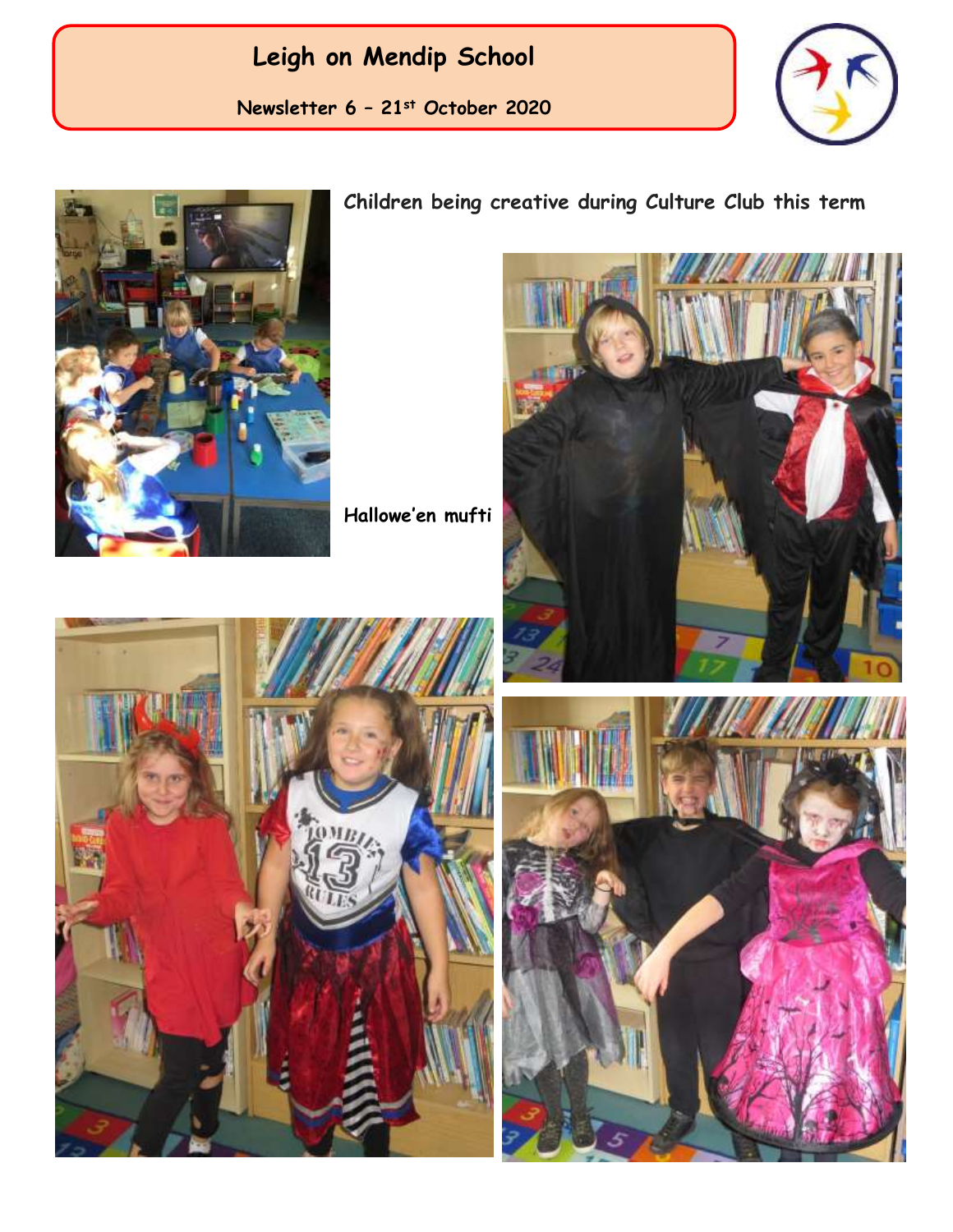# Leigh on Mendip School

**Newsletter 6 – 21st October 2020**

**Children being creative during Culture Club this term**

**Hallowe'en mufti**